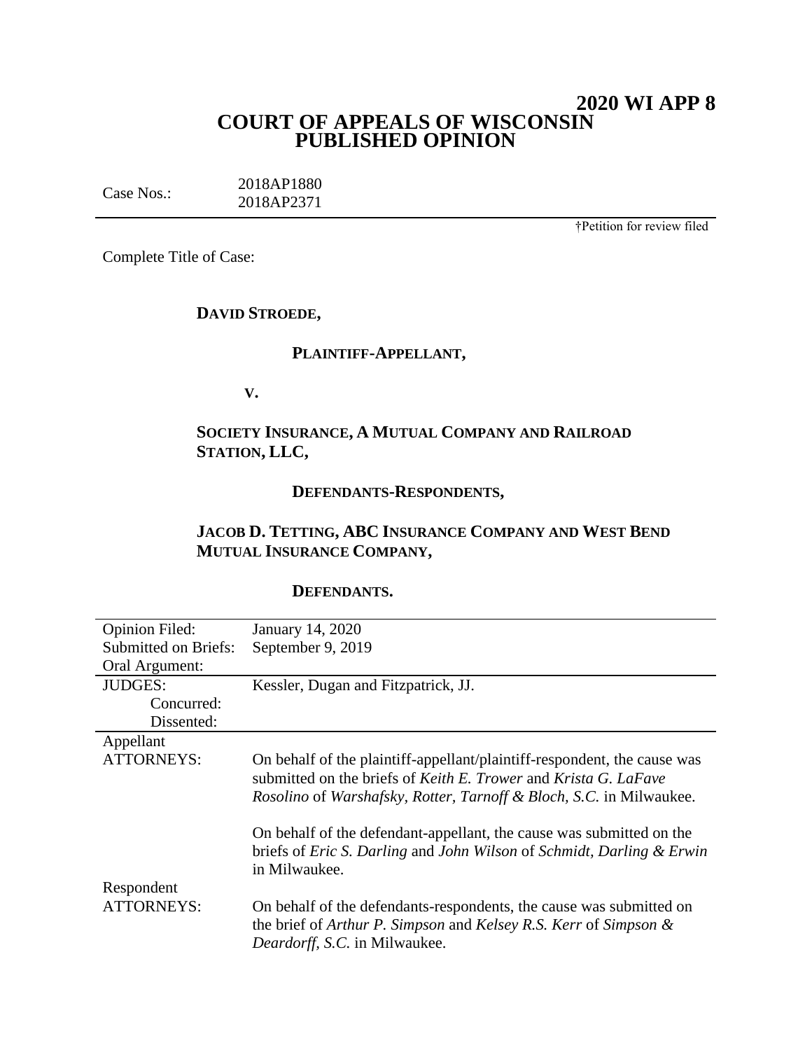# 2020 WI APP 8

# COURT OF APPEALS OF WISCONSIN
# PUBLISHED OPINION

Case Nos.: 2018AP1880
2018AP2371

†Petition for review filed

Complete Title of Case:

**DAVID STROEDE,**

**PLAINTIFF-APPELLANT,**

**V.**

**SOCIETY INSURANCE, A MUTUAL COMPANY AND RAILROAD STATION, LLC,**

**DEFENDANTS-RESPONDENTS,**

**JACOB D. TETTING, ABC INSURANCE COMPANY AND WEST BEND MUTUAL INSURANCE COMPANY,**

**DEFENDANTS.**

| | |
|---|---|
| Opinion Filed: | January 14, 2020 |
| Submitted on Briefs: | September 9, 2019 |
| Oral Argument: | |
| JUDGES: | Kessler, Dugan and Fitzpatrick, JJ. |
| Concurred: | |
| Dissented: | |
| Appellant ATTORNEYS: | On behalf of the plaintiff-appellant/plaintiff-respondent, the cause was submitted on the briefs of *Keith E. Trower* and *Krista G. LaFave Rosolino* of *Warshafsky, Rotter, Tarnoff & Bloch, S.C.* in Milwaukee.<br><br>On behalf of the defendant-appellant, the cause was submitted on the briefs of *Eric S. Darling* and *John Wilson* of *Schmidt, Darling & Erwin* in Milwaukee. |
| Respondent ATTORNEYS: | On behalf of the defendants-respondents, the cause was submitted on the brief of *Arthur P. Simpson* and *Kelsey R.S. Kerr* of *Simpson & Deardorff, S.C.* in Milwaukee. |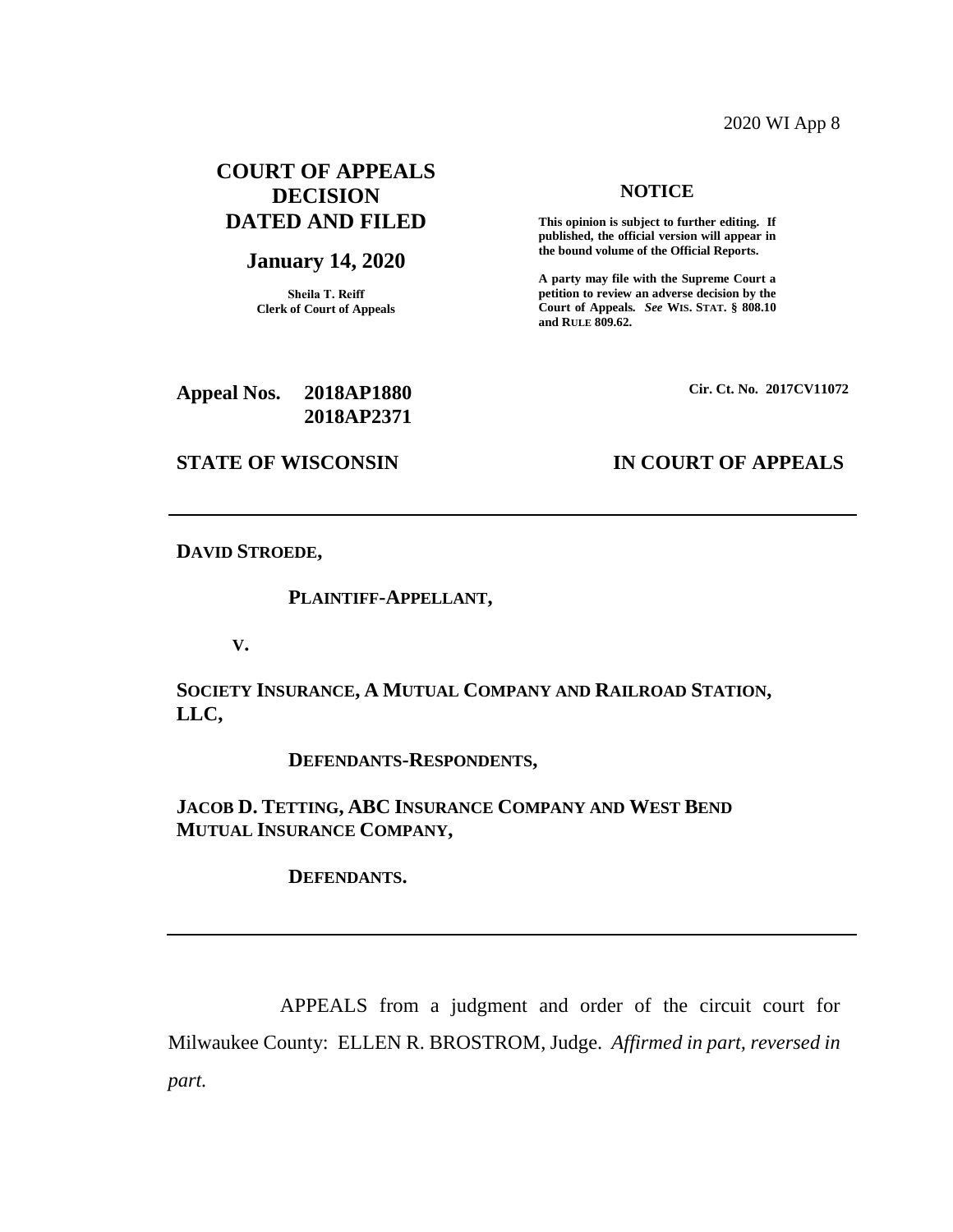2020 WI App 8

**COURT OF APPEALS DECISION DATED AND FILED**

**January 14, 2020**

**Sheila T. Reiff**
**Clerk of Court of Appeals**

**NOTICE**

**This opinion is subject to further editing. If published, the official version will appear in the bound volume of the Official Reports.**

**A party may file with the Supreme Court a petition to review an adverse decision by the Court of Appeals.** ***See*** **WIS. STAT. § 808.10 and RULE 809.62.**

**Appeal Nos. 2018AP1880**
**2018AP2371**

**Cir. Ct. No. 2017CV11072**

**STATE OF WISCONSIN** **IN COURT OF APPEALS**

---

**DAVID STROEDE,**

**PLAINTIFF-APPELLANT,**

**V.**

**SOCIETY INSURANCE, A MUTUAL COMPANY AND RAILROAD STATION, LLC,**

**DEFENDANTS-RESPONDENTS,**

**JACOB D. TETTING, ABC INSURANCE COMPANY AND WEST BEND MUTUAL INSURANCE COMPANY,**

**DEFENDANTS.**

---

APPEALS from a judgment and order of the circuit court for Milwaukee County: ELLEN R. BROSTROM, Judge. *Affirmed in part, reversed in part.*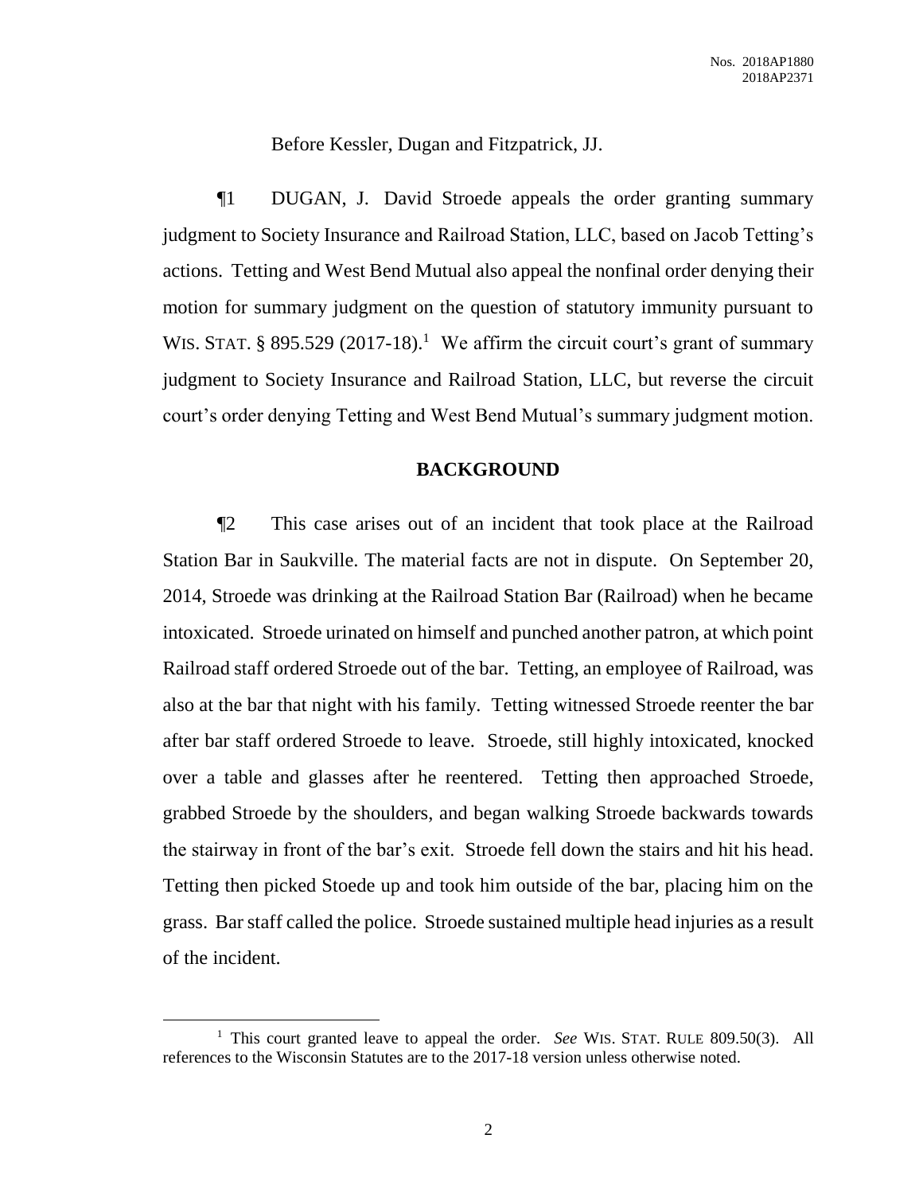Before Kessler, Dugan and Fitzpatrick, JJ.

¶1 DUGAN, J. David Stroede appeals the order granting summary judgment to Society Insurance and Railroad Station, LLC, based on Jacob Tetting's actions. Tetting and West Bend Mutual also appeal the nonfinal order denying their motion for summary judgment on the question of statutory immunity pursuant to WIS. STAT. § 895.529 (2017-18).[1] We affirm the circuit court's grant of summary judgment to Society Insurance and Railroad Station, LLC, but reverse the circuit court's order denying Tetting and West Bend Mutual's summary judgment motion.

## BACKGROUND

¶2 This case arises out of an incident that took place at the Railroad Station Bar in Saukville. The material facts are not in dispute. On September 20, 2014, Stroede was drinking at the Railroad Station Bar (Railroad) when he became intoxicated. Stroede urinated on himself and punched another patron, at which point Railroad staff ordered Stroede out of the bar. Tetting, an employee of Railroad, was also at the bar that night with his family. Tetting witnessed Stroede reenter the bar after bar staff ordered Stroede to leave. Stroede, still highly intoxicated, knocked over a table and glasses after he reentered. Tetting then approached Stroede, grabbed Stroede by the shoulders, and began walking Stroede backwards towards the stairway in front of the bar's exit. Stroede fell down the stairs and hit his head. Tetting then picked Stoede up and took him outside of the bar, placing him on the grass. Bar staff called the police. Stroede sustained multiple head injuries as a result of the incident.

[1] This court granted leave to appeal the order. *See* WIS. STAT. RULE 809.50(3). All references to the Wisconsin Statutes are to the 2017-18 version unless otherwise noted.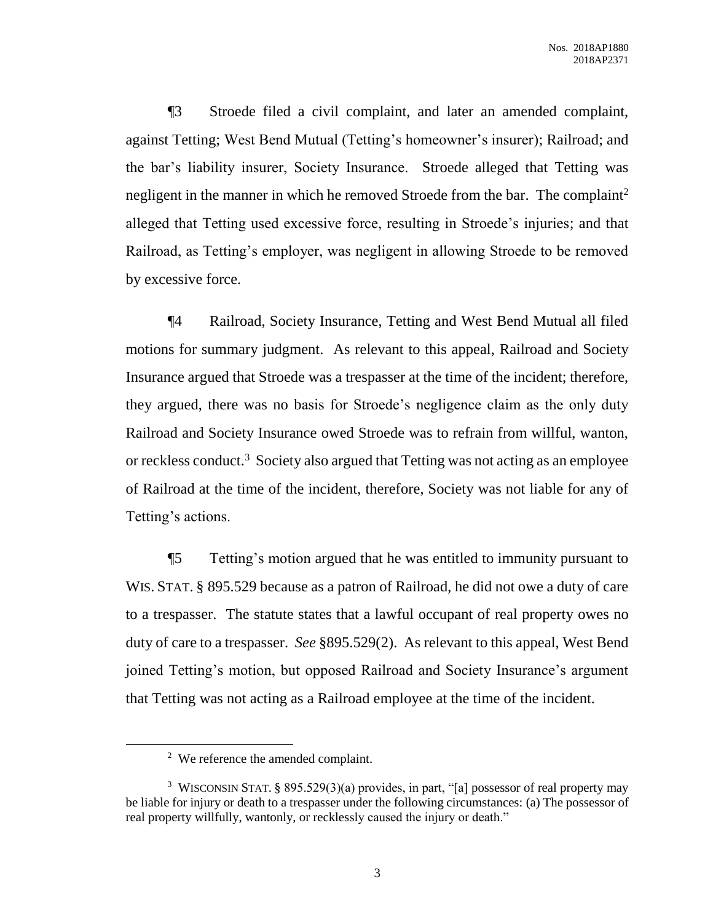¶3 Stroede filed a civil complaint, and later an amended complaint, against Tetting; West Bend Mutual (Tetting's homeowner's insurer); Railroad; and the bar's liability insurer, Society Insurance. Stroede alleged that Tetting was negligent in the manner in which he removed Stroede from the bar. The complaint[2] alleged that Tetting used excessive force, resulting in Stroede's injuries; and that Railroad, as Tetting's employer, was negligent in allowing Stroede to be removed by excessive force.

¶4 Railroad, Society Insurance, Tetting and West Bend Mutual all filed motions for summary judgment. As relevant to this appeal, Railroad and Society Insurance argued that Stroede was a trespasser at the time of the incident; therefore, they argued, there was no basis for Stroede's negligence claim as the only duty Railroad and Society Insurance owed Stroede was to refrain from willful, wanton, or reckless conduct.[3] Society also argued that Tetting was not acting as an employee of Railroad at the time of the incident, therefore, Society was not liable for any of Tetting's actions.

¶5 Tetting's motion argued that he was entitled to immunity pursuant to WIS. STAT. § 895.529 because as a patron of Railroad, he did not owe a duty of care to a trespasser. The statute states that a lawful occupant of real property owes no duty of care to a trespasser. *See* §895.529(2). As relevant to this appeal, West Bend joined Tetting's motion, but opposed Railroad and Society Insurance's argument that Tetting was not acting as a Railroad employee at the time of the incident.

---

[2] We reference the amended complaint.

[3] WISCONSIN STAT. § 895.529(3)(a) provides, in part, "[a] possessor of real property may be liable for injury or death to a trespasser under the following circumstances: (a) The possessor of real property willfully, wantonly, or recklessly caused the injury or death."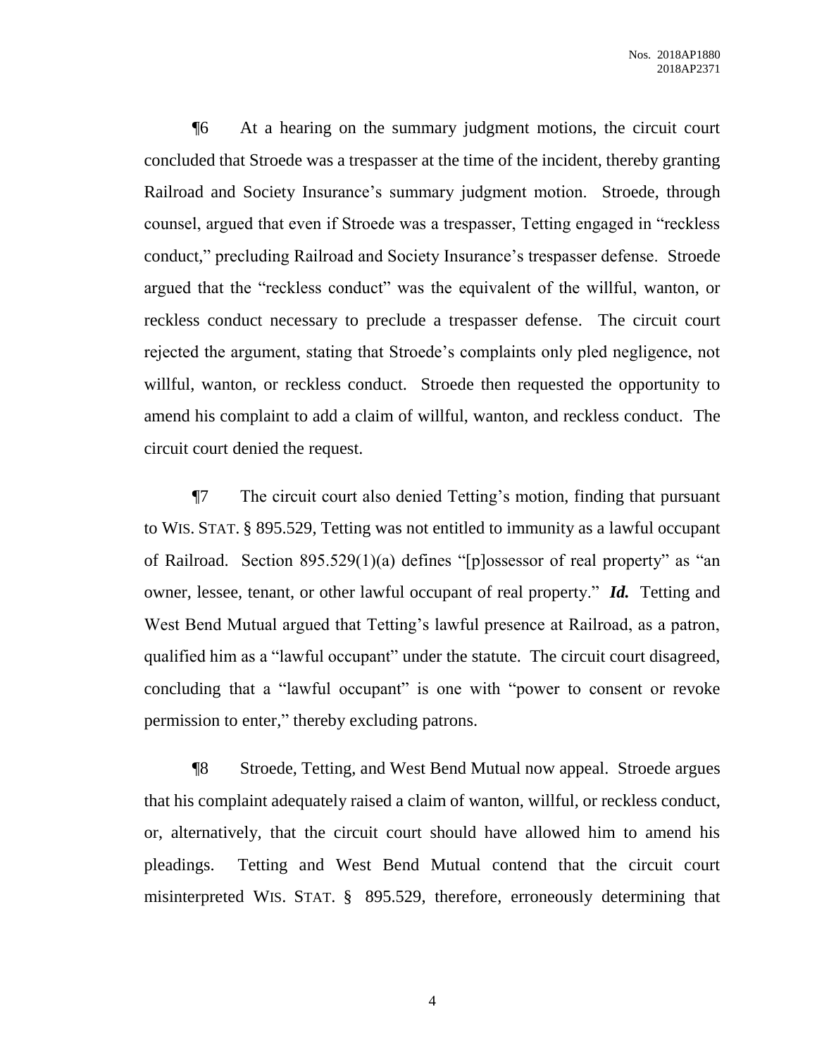¶6 At a hearing on the summary judgment motions, the circuit court concluded that Stroede was a trespasser at the time of the incident, thereby granting Railroad and Society Insurance's summary judgment motion. Stroede, through counsel, argued that even if Stroede was a trespasser, Tetting engaged in "reckless conduct," precluding Railroad and Society Insurance's trespasser defense. Stroede argued that the "reckless conduct" was the equivalent of the willful, wanton, or reckless conduct necessary to preclude a trespasser defense. The circuit court rejected the argument, stating that Stroede's complaints only pled negligence, not willful, wanton, or reckless conduct. Stroede then requested the opportunity to amend his complaint to add a claim of willful, wanton, and reckless conduct. The circuit court denied the request.

¶7 The circuit court also denied Tetting's motion, finding that pursuant to WIS. STAT. § 895.529, Tetting was not entitled to immunity as a lawful occupant of Railroad. Section 895.529(1)(a) defines "[p]ossessor of real property" as "an owner, lessee, tenant, or other lawful occupant of real property." ***Id.*** Tetting and West Bend Mutual argued that Tetting's lawful presence at Railroad, as a patron, qualified him as a "lawful occupant" under the statute. The circuit court disagreed, concluding that a "lawful occupant" is one with "power to consent or revoke permission to enter," thereby excluding patrons.

¶8 Stroede, Tetting, and West Bend Mutual now appeal. Stroede argues that his complaint adequately raised a claim of wanton, willful, or reckless conduct, or, alternatively, that the circuit court should have allowed him to amend his pleadings. Tetting and West Bend Mutual contend that the circuit court misinterpreted WIS. STAT. § 895.529, therefore, erroneously determining that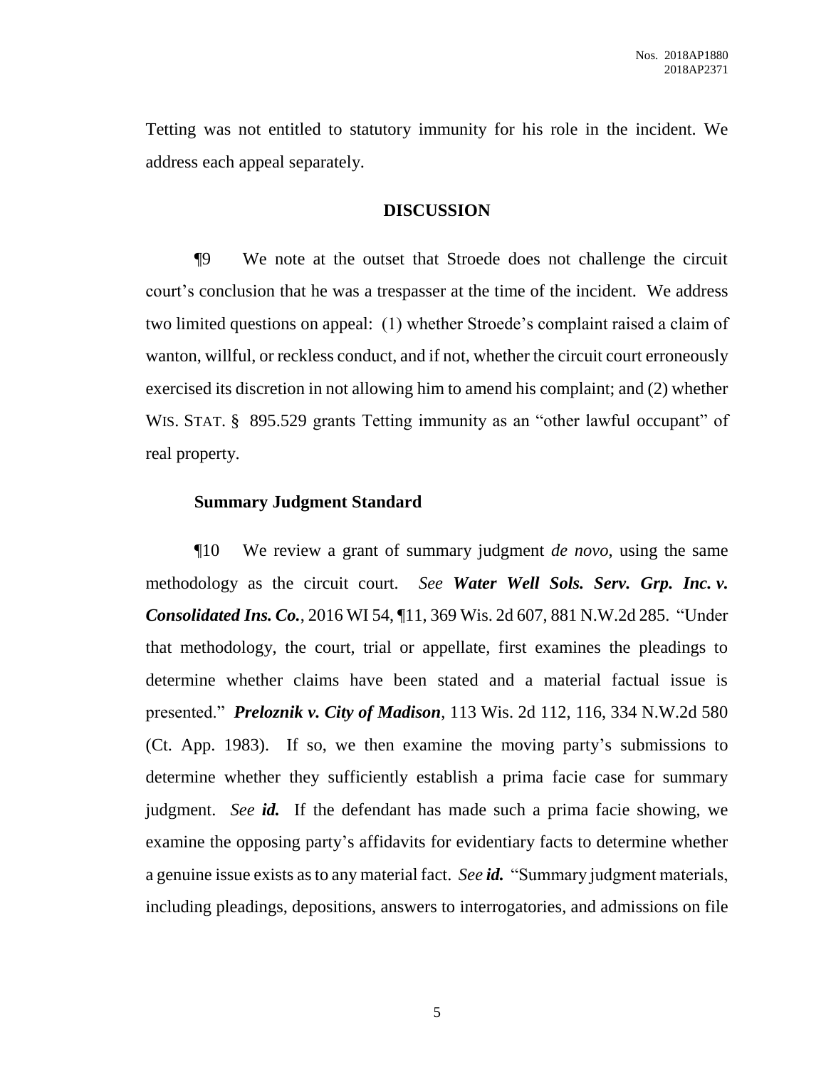Tetting was not entitled to statutory immunity for his role in the incident. We address each appeal separately.

## DISCUSSION

¶9 We note at the outset that Stroede does not challenge the circuit court's conclusion that he was a trespasser at the time of the incident. We address two limited questions on appeal: (1) whether Stroede's complaint raised a claim of wanton, willful, or reckless conduct, and if not, whether the circuit court erroneously exercised its discretion in not allowing him to amend his complaint; and (2) whether WIS. STAT. § 895.529 grants Tetting immunity as an "other lawful occupant" of real property.

### Summary Judgment Standard

¶10 We review a grant of summary judgment *de novo*, using the same methodology as the circuit court. *See* ***Water Well Sols. Serv. Grp. Inc. v. Consolidated Ins. Co.***, 2016 WI 54, ¶11, 369 Wis. 2d 607, 881 N.W.2d 285. "Under that methodology, the court, trial or appellate, first examines the pleadings to determine whether claims have been stated and a material factual issue is presented." ***Preloznik v. City of Madison***, 113 Wis. 2d 112, 116, 334 N.W.2d 580 (Ct. App. 1983). If so, we then examine the moving party's submissions to determine whether they sufficiently establish a prima facie case for summary judgment. *See* ***id.*** If the defendant has made such a prima facie showing, we examine the opposing party's affidavits for evidentiary facts to determine whether a genuine issue exists as to any material fact. *See* ***id.*** "Summary judgment materials, including pleadings, depositions, answers to interrogatories, and admissions on file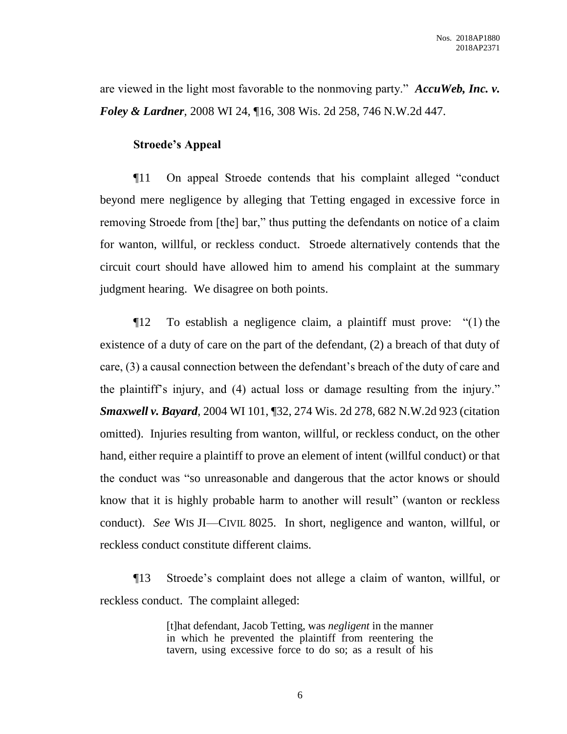are viewed in the light most favorable to the nonmoving party." ***AccuWeb, Inc. v. Foley & Lardner***, 2008 WI 24, ¶16, 308 Wis. 2d 258, 746 N.W.2d 447.

**Stroede's Appeal**

¶11 On appeal Stroede contends that his complaint alleged "conduct beyond mere negligence by alleging that Tetting engaged in excessive force in removing Stroede from [the] bar," thus putting the defendants on notice of a claim for wanton, willful, or reckless conduct. Stroede alternatively contends that the circuit court should have allowed him to amend his complaint at the summary judgment hearing. We disagree on both points.

¶12 To establish a negligence claim, a plaintiff must prove: "(1) the existence of a duty of care on the part of the defendant, (2) a breach of that duty of care, (3) a causal connection between the defendant's breach of the duty of care and the plaintiff's injury, and (4) actual loss or damage resulting from the injury." ***Smaxwell v. Bayard***, 2004 WI 101, ¶32, 274 Wis. 2d 278, 682 N.W.2d 923 (citation omitted). Injuries resulting from wanton, willful, or reckless conduct, on the other hand, either require a plaintiff to prove an element of intent (willful conduct) or that the conduct was "so unreasonable and dangerous that the actor knows or should know that it is highly probable harm to another will result" (wanton or reckless conduct). *See* WIS JI—CIVIL 8025. In short, negligence and wanton, willful, or reckless conduct constitute different claims.

¶13 Stroede's complaint does not allege a claim of wanton, willful, or reckless conduct. The complaint alleged:

> [t]hat defendant, Jacob Tetting, was *negligent* in the manner in which he prevented the plaintiff from reentering the tavern, using excessive force to do so; as a result of his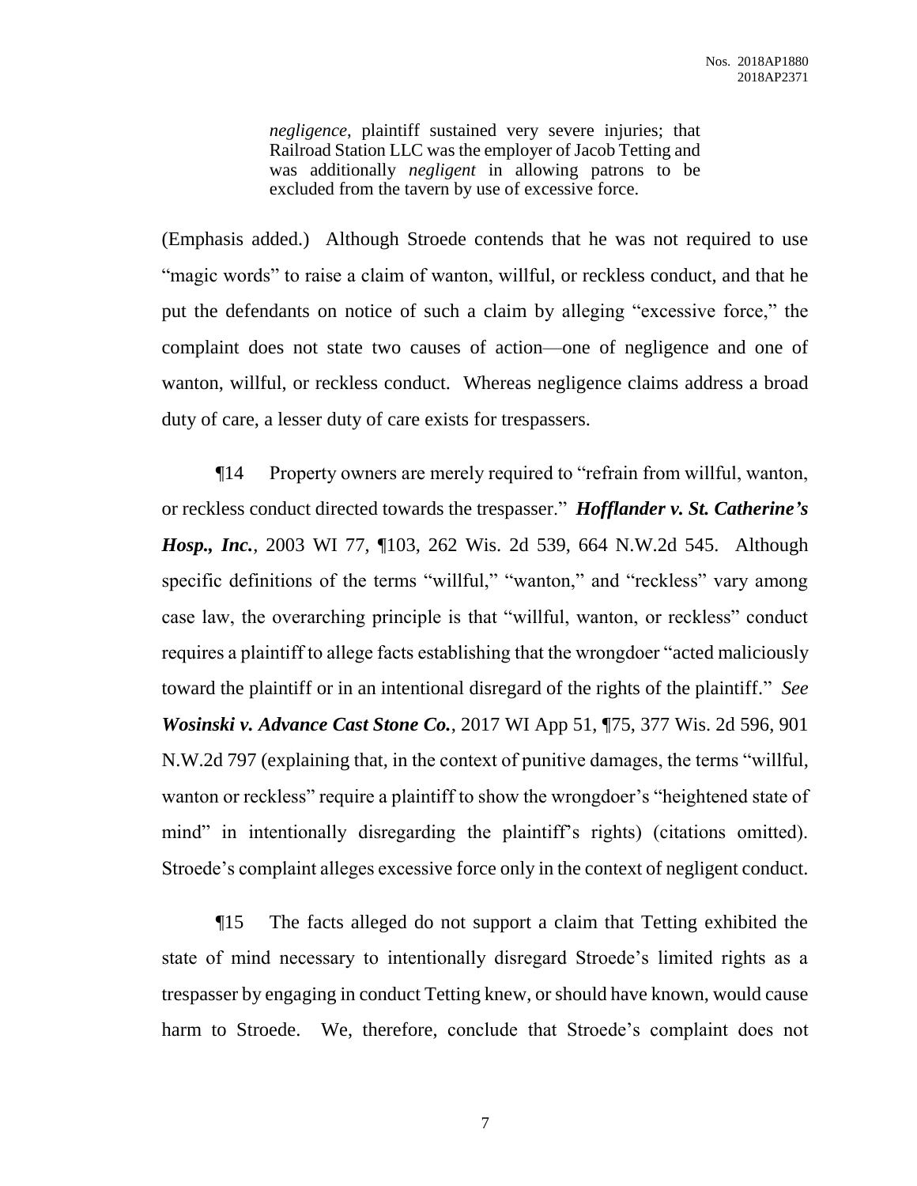> *negligence*, plaintiff sustained very severe injuries; that Railroad Station LLC was the employer of Jacob Tetting and was additionally *negligent* in allowing patrons to be excluded from the tavern by use of excessive force.

(Emphasis added.) Although Stroede contends that he was not required to use "magic words" to raise a claim of wanton, willful, or reckless conduct, and that he put the defendants on notice of such a claim by alleging "excessive force," the complaint does not state two causes of action—one of negligence and one of wanton, willful, or reckless conduct. Whereas negligence claims address a broad duty of care, a lesser duty of care exists for trespassers.

¶14 Property owners are merely required to "refrain from willful, wanton, or reckless conduct directed towards the trespasser." ***Hofflander v. St. Catherine's Hosp., Inc.***, 2003 WI 77, ¶103, 262 Wis. 2d 539, 664 N.W.2d 545. Although specific definitions of the terms "willful," "wanton," and "reckless" vary among case law, the overarching principle is that "willful, wanton, or reckless" conduct requires a plaintiff to allege facts establishing that the wrongdoer "acted maliciously toward the plaintiff or in an intentional disregard of the rights of the plaintiff." *See* ***Wosinski v. Advance Cast Stone Co.***, 2017 WI App 51, ¶75, 377 Wis. 2d 596, 901 N.W.2d 797 (explaining that, in the context of punitive damages, the terms "willful, wanton or reckless" require a plaintiff to show the wrongdoer's "heightened state of mind" in intentionally disregarding the plaintiff's rights) (citations omitted). Stroede's complaint alleges excessive force only in the context of negligent conduct.

¶15 The facts alleged do not support a claim that Tetting exhibited the state of mind necessary to intentionally disregard Stroede's limited rights as a trespasser by engaging in conduct Tetting knew, or should have known, would cause harm to Stroede. We, therefore, conclude that Stroede's complaint does not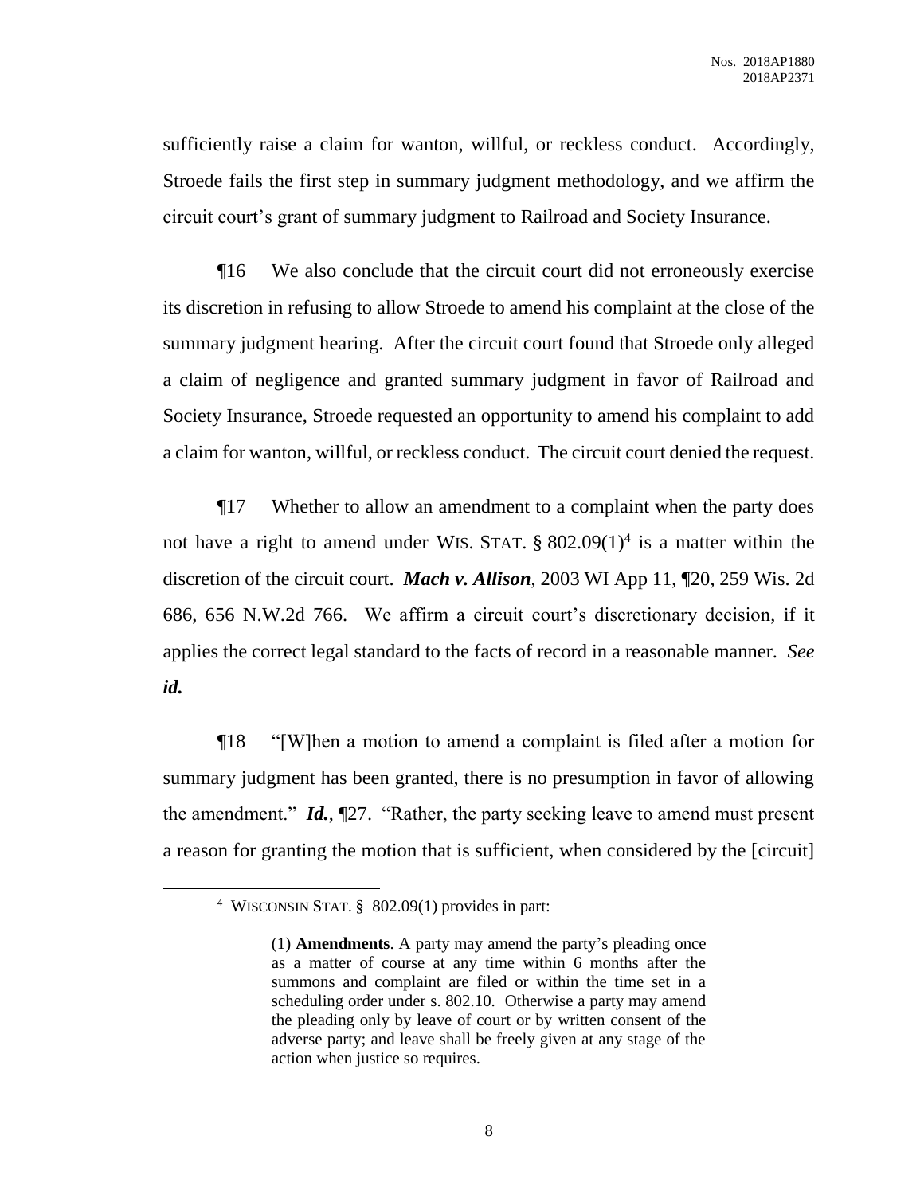sufficiently raise a claim for wanton, willful, or reckless conduct. Accordingly, Stroede fails the first step in summary judgment methodology, and we affirm the circuit court's grant of summary judgment to Railroad and Society Insurance.

¶16 We also conclude that the circuit court did not erroneously exercise its discretion in refusing to allow Stroede to amend his complaint at the close of the summary judgment hearing. After the circuit court found that Stroede only alleged a claim of negligence and granted summary judgment in favor of Railroad and Society Insurance, Stroede requested an opportunity to amend his complaint to add a claim for wanton, willful, or reckless conduct. The circuit court denied the request.

¶17 Whether to allow an amendment to a complaint when the party does not have a right to amend under WIS. STAT. § 802.09(1)[4] is a matter within the discretion of the circuit court. ***Mach v. Allison***, 2003 WI App 11, ¶20, 259 Wis. 2d 686, 656 N.W.2d 766. We affirm a circuit court's discretionary decision, if it applies the correct legal standard to the facts of record in a reasonable manner. *See* ***id.***

¶18 "[W]hen a motion to amend a complaint is filed after a motion for summary judgment has been granted, there is no presumption in favor of allowing the amendment." ***Id.***, ¶27. "Rather, the party seeking leave to amend must present a reason for granting the motion that is sufficient, when considered by the [circuit]

---

[4] WISCONSIN STAT. § 802.09(1) provides in part:

> (1) **Amendments**. A party may amend the party's pleading once as a matter of course at any time within 6 months after the summons and complaint are filed or within the time set in a scheduling order under s. 802.10. Otherwise a party may amend the pleading only by leave of court or by written consent of the adverse party; and leave shall be freely given at any stage of the action when justice so requires.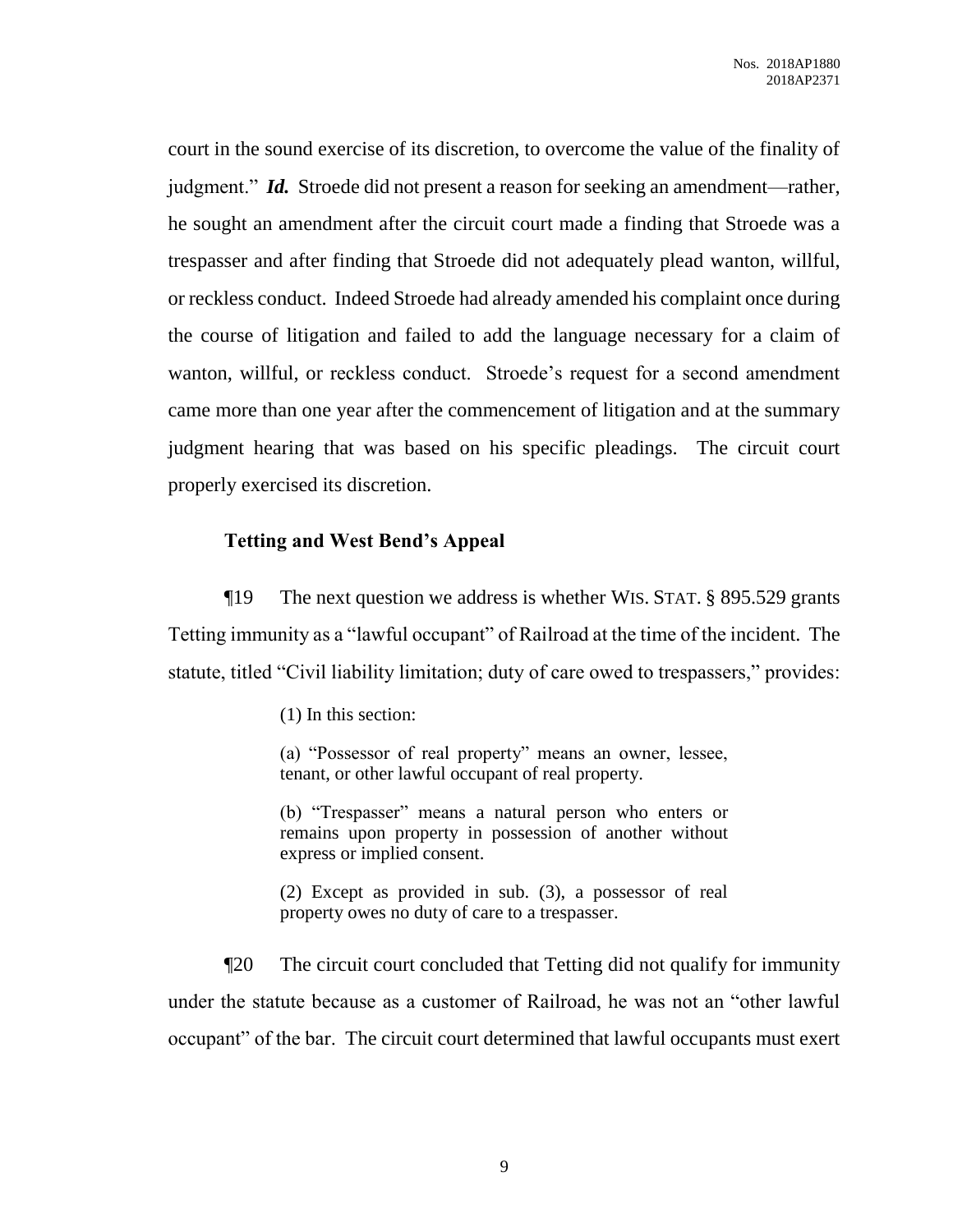court in the sound exercise of its discretion, to overcome the value of the finality of judgment." ***Id.*** Stroede did not present a reason for seeking an amendment—rather, he sought an amendment after the circuit court made a finding that Stroede was a trespasser and after finding that Stroede did not adequately plead wanton, willful, or reckless conduct. Indeed Stroede had already amended his complaint once during the course of litigation and failed to add the language necessary for a claim of wanton, willful, or reckless conduct. Stroede's request for a second amendment came more than one year after the commencement of litigation and at the summary judgment hearing that was based on his specific pleadings. The circuit court properly exercised its discretion.

**Tetting and West Bend's Appeal**

¶19 The next question we address is whether WIS. STAT. § 895.529 grants Tetting immunity as a "lawful occupant" of Railroad at the time of the incident. The statute, titled "Civil liability limitation; duty of care owed to trespassers," provides:

> (1) In this section:
>
> (a) "Possessor of real property" means an owner, lessee, tenant, or other lawful occupant of real property.
>
> (b) "Trespasser" means a natural person who enters or remains upon property in possession of another without express or implied consent.
>
> (2) Except as provided in sub. (3), a possessor of real property owes no duty of care to a trespasser.

¶20 The circuit court concluded that Tetting did not qualify for immunity under the statute because as a customer of Railroad, he was not an "other lawful occupant" of the bar. The circuit court determined that lawful occupants must exert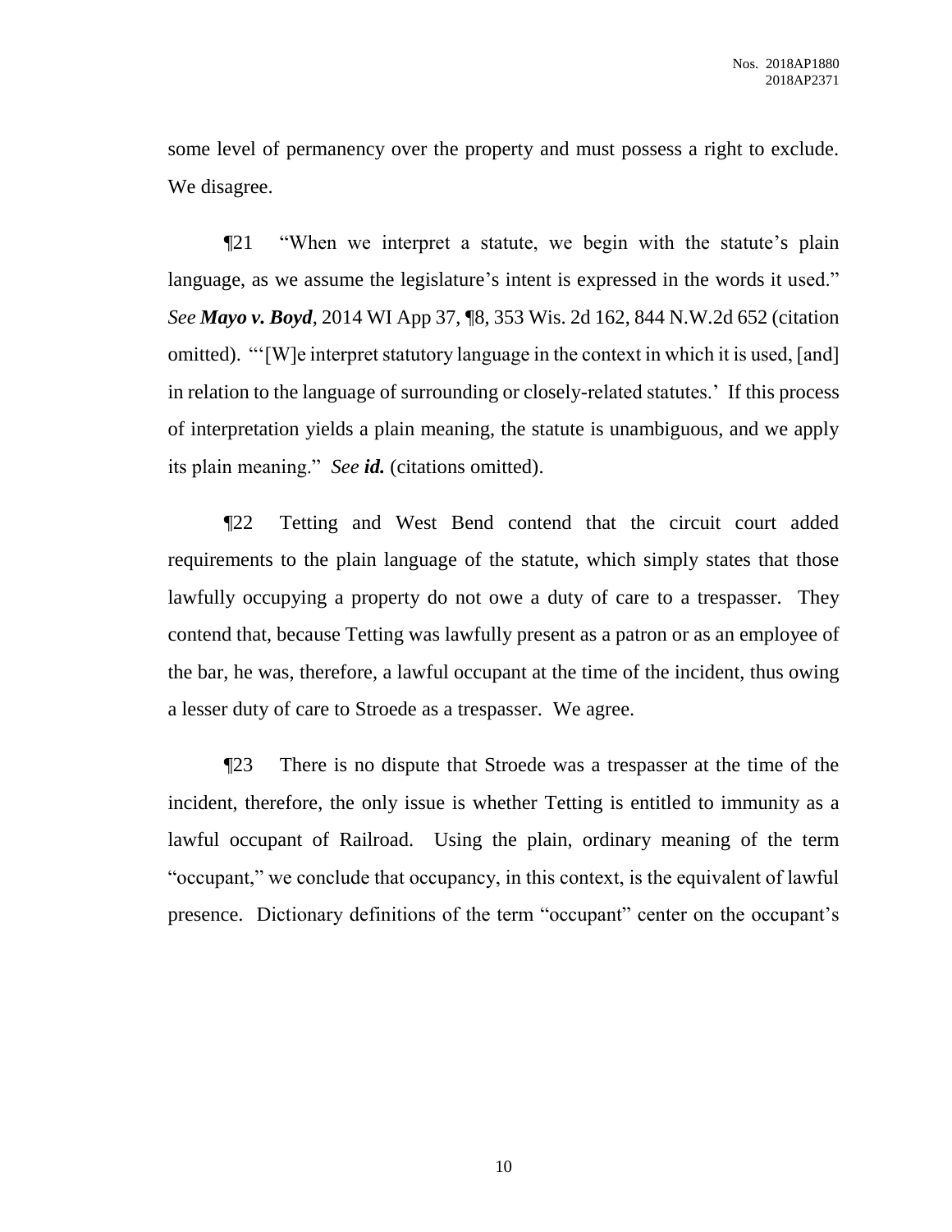some level of permanency over the property and must possess a right to exclude. We disagree.

¶21 "When we interpret a statute, we begin with the statute's plain language, as we assume the legislature's intent is expressed in the words it used." *See* ***Mayo v. Boyd***, 2014 WI App 37, ¶8, 353 Wis. 2d 162, 844 N.W.2d 652 (citation omitted). "'[W]e interpret statutory language in the context in which it is used, [and] in relation to the language of surrounding or closely-related statutes.' If this process of interpretation yields a plain meaning, the statute is unambiguous, and we apply its plain meaning." *See* ***id.*** (citations omitted).

¶22 Tetting and West Bend contend that the circuit court added requirements to the plain language of the statute, which simply states that those lawfully occupying a property do not owe a duty of care to a trespasser. They contend that, because Tetting was lawfully present as a patron or as an employee of the bar, he was, therefore, a lawful occupant at the time of the incident, thus owing a lesser duty of care to Stroede as a trespasser. We agree.

¶23 There is no dispute that Stroede was a trespasser at the time of the incident, therefore, the only issue is whether Tetting is entitled to immunity as a lawful occupant of Railroad. Using the plain, ordinary meaning of the term "occupant," we conclude that occupancy, in this context, is the equivalent of lawful presence. Dictionary definitions of the term "occupant" center on the occupant's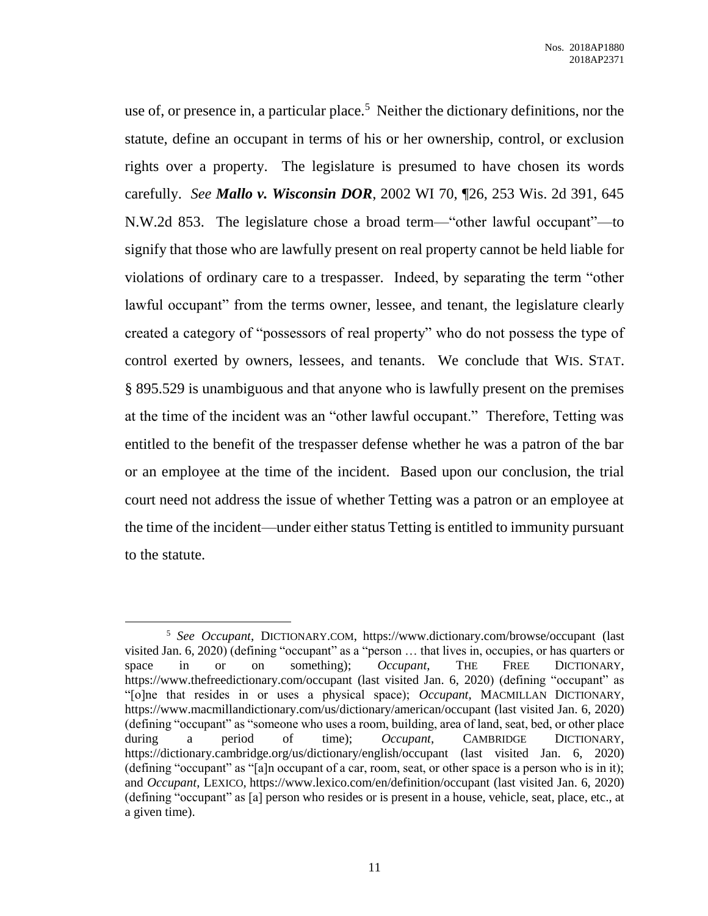use of, or presence in, a particular place.[5] Neither the dictionary definitions, nor the statute, define an occupant in terms of his or her ownership, control, or exclusion rights over a property. The legislature is presumed to have chosen its words carefully. *See* ***Mallo v. Wisconsin DOR***, 2002 WI 70, ¶26, 253 Wis. 2d 391, 645 N.W.2d 853. The legislature chose a broad term—"other lawful occupant"—to signify that those who are lawfully present on real property cannot be held liable for violations of ordinary care to a trespasser. Indeed, by separating the term "other lawful occupant" from the terms owner, lessee, and tenant, the legislature clearly created a category of "possessors of real property" who do not possess the type of control exerted by owners, lessees, and tenants. We conclude that WIS. STAT. § 895.529 is unambiguous and that anyone who is lawfully present on the premises at the time of the incident was an "other lawful occupant." Therefore, Tetting was entitled to the benefit of the trespasser defense whether he was a patron of the bar or an employee at the time of the incident. Based upon our conclusion, the trial court need not address the issue of whether Tetting was a patron or an employee at the time of the incident—under either status Tetting is entitled to immunity pursuant to the statute.

---

[5] *See Occupant*, DICTIONARY.COM, https://www.dictionary.com/browse/occupant (last visited Jan. 6, 2020) (defining "occupant" as a "person … that lives in, occupies, or has quarters or space in or on something); *Occupant*, THE FREE DICTIONARY, https://www.thefreedictionary.com/occupant (last visited Jan. 6, 2020) (defining "occupant" as "[o]ne that resides in or uses a physical space); *Occupant*, MACMILLAN DICTIONARY, https://www.macmillandictionary.com/us/dictionary/american/occupant (last visited Jan. 6, 2020) (defining "occupant" as "someone who uses a room, building, area of land, seat, bed, or other place during a period of time); *Occupant*, CAMBRIDGE DICTIONARY, https://dictionary.cambridge.org/us/dictionary/english/occupant (last visited Jan. 6, 2020) (defining "occupant" as "[a]n occupant of a car, room, seat, or other space is a person who is in it); and *Occupant*, LEXICO, https://www.lexico.com/en/definition/occupant (last visited Jan. 6, 2020) (defining "occupant" as [a] person who resides or is present in a house, vehicle, seat, place, etc., at a given time).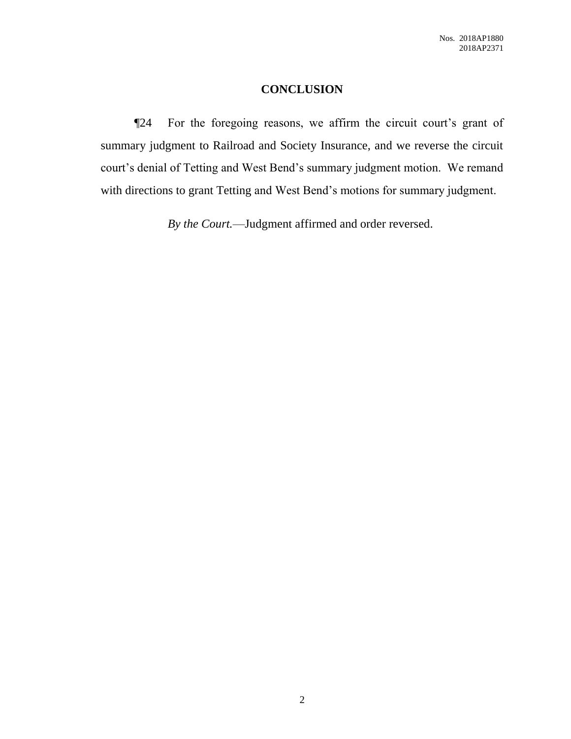## CONCLUSION

¶24 For the foregoing reasons, we affirm the circuit court's grant of summary judgment to Railroad and Society Insurance, and we reverse the circuit court's denial of Tetting and West Bend's summary judgment motion. We remand with directions to grant Tetting and West Bend's motions for summary judgment.

*By the Court.*—Judgment affirmed and order reversed.